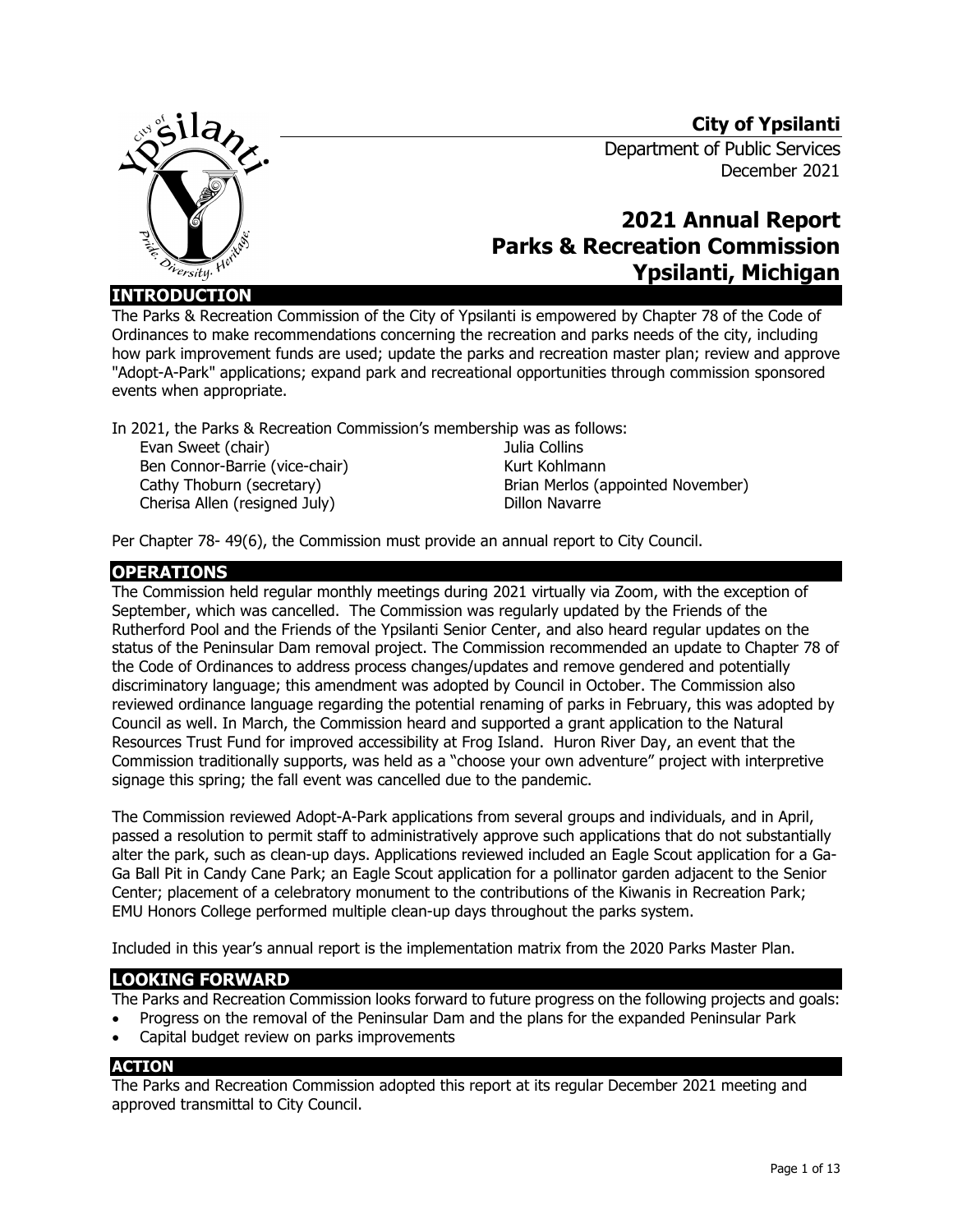**City of Ypsilanti**

Department of Public Services
December 2021

# 2021 Annual Report
# Parks & Recreation Commission
# Ypsilanti, Michigan

## INTRODUCTION

The Parks & Recreation Commission of the City of Ypsilanti is empowered by Chapter 78 of the Code of Ordinances to make recommendations concerning the recreation and parks needs of the city, including how park improvement funds are used; update the parks and recreation master plan; review and approve "Adopt-A-Park" applications; expand park and recreational opportunities through commission sponsored events when appropriate.

In 2021, the Parks & Recreation Commission's membership was as follows:

- Evan Sweet (chair)
- Ben Connor-Barrie (vice-chair)
- Cathy Thoburn (secretary)
- Cherisa Allen (resigned July)
- Julia Collins
- Kurt Kohlmann
- Brian Merlos (appointed November)
- Dillon Navarre

Per Chapter 78- 49(6), the Commission must provide an annual report to City Council.

## OPERATIONS

The Commission held regular monthly meetings during 2021 virtually via Zoom, with the exception of September, which was cancelled. The Commission was regularly updated by the Friends of the Rutherford Pool and the Friends of the Ypsilanti Senior Center, and also heard regular updates on the status of the Peninsular Dam removal project. The Commission recommended an update to Chapter 78 of the Code of Ordinances to address process changes/updates and remove gendered and potentially discriminatory language; this amendment was adopted by Council in October. The Commission also reviewed ordinance language regarding the potential renaming of parks in February, this was adopted by Council as well. In March, the Commission heard and supported a grant application to the Natural Resources Trust Fund for improved accessibility at Frog Island. Huron River Day, an event that the Commission traditionally supports, was held as a "choose your own adventure" project with interpretive signage this spring; the fall event was cancelled due to the pandemic.

The Commission reviewed Adopt-A-Park applications from several groups and individuals, and in April, passed a resolution to permit staff to administratively approve such applications that do not substantially alter the park, such as clean-up days. Applications reviewed included an Eagle Scout application for a Ga-Ga Ball Pit in Candy Cane Park; an Eagle Scout application for a pollinator garden adjacent to the Senior Center; placement of a celebratory monument to the contributions of the Kiwanis in Recreation Park; EMU Honors College performed multiple clean-up days throughout the parks system.

Included in this year's annual report is the implementation matrix from the 2020 Parks Master Plan.

## LOOKING FORWARD

The Parks and Recreation Commission looks forward to future progress on the following projects and goals:

- Progress on the removal of the Peninsular Dam and the plans for the expanded Peninsular Park
- Capital budget review on parks improvements

## ACTION

The Parks and Recreation Commission adopted this report at its regular December 2021 meeting and approved transmittal to City Council.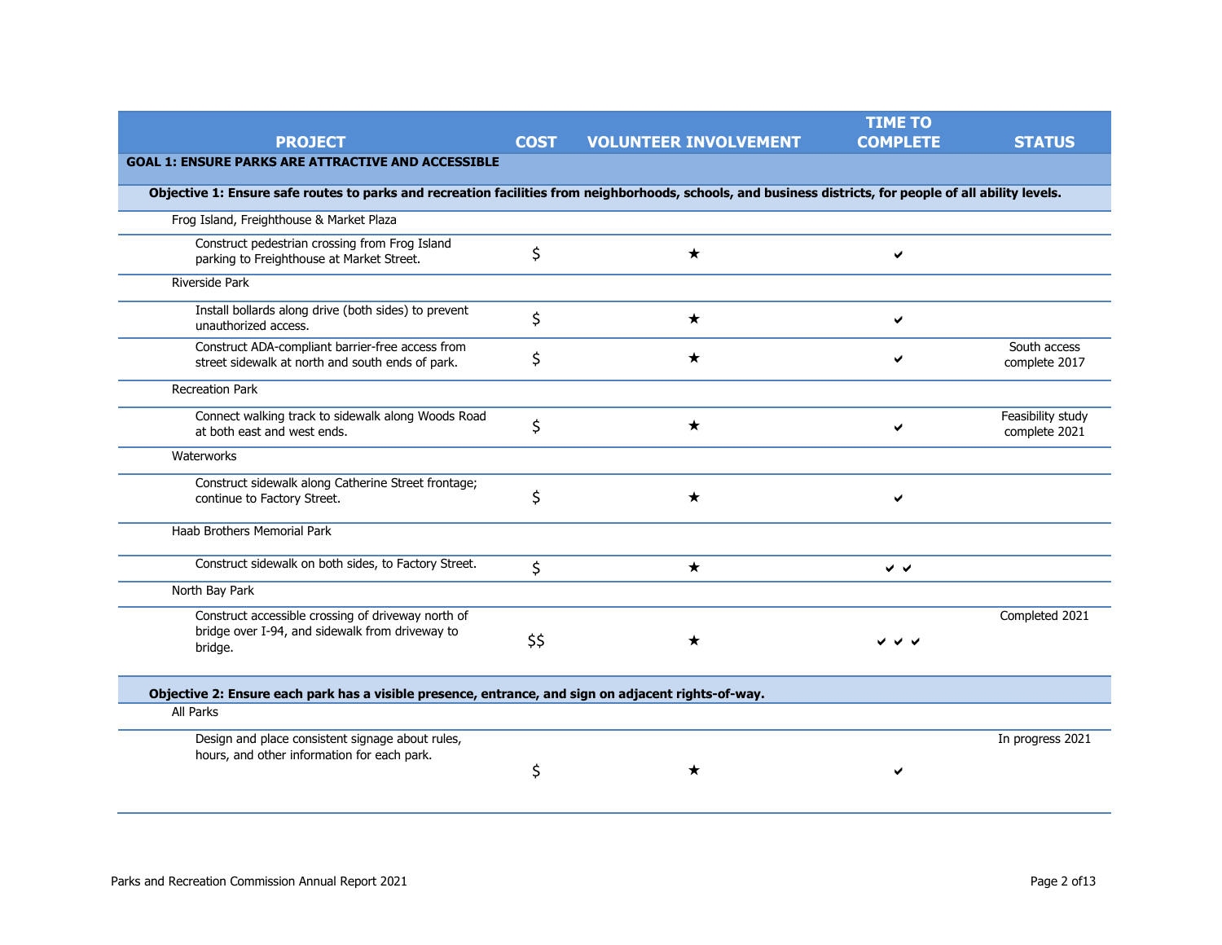| PROJECT | COST | VOLUNTEER INVOLVEMENT | TIME TO COMPLETE | STATUS |
|---|---|---|---|---|
| **GOAL 1: ENSURE PARKS ARE ATTRACTIVE AND ACCESSIBLE** | | | | |
| **Objective 1: Ensure safe routes to parks and recreation facilities from neighborhoods, schools, and business districts, for people of all ability levels.** | | | | |
| Frog Island, Freighthouse & Market Plaza | | | | |
| Construct pedestrian crossing from Frog Island parking to Freighthouse at Market Street. | $ | ★ | ✔ | |
| Riverside Park | | | | |
| Install bollards along drive (both sides) to prevent unauthorized access. | $ | ★ | ✔ | |
| Construct ADA-compliant barrier-free access from street sidewalk at north and south ends of park. | $ | ★ | ✔ | South access complete 2017 |
| Recreation Park | | | | |
| Connect walking track to sidewalk along Woods Road at both east and west ends. | $ | ★ | ✔ | Feasibility study complete 2021 |
| Waterworks | | | | |
| Construct sidewalk along Catherine Street frontage; continue to Factory Street. | $ | ★ | ✔ | |
| Haab Brothers Memorial Park | | | | |
| Construct sidewalk on both sides, to Factory Street. | $ | ★ | ✔ ✔ | |
| North Bay Park | | | | |
| Construct accessible crossing of driveway north of bridge over I-94, and sidewalk from driveway to bridge. | $$ | ★ | ✔ ✔ ✔ | Completed 2021 |
| **Objective 2: Ensure each park has a visible presence, entrance, and sign on adjacent rights-of-way.** | | | | |
| All Parks | | | | |
| Design and place consistent signage about rules, hours, and other information for each park. | $ | ★ | ✔ | In progress 2021 |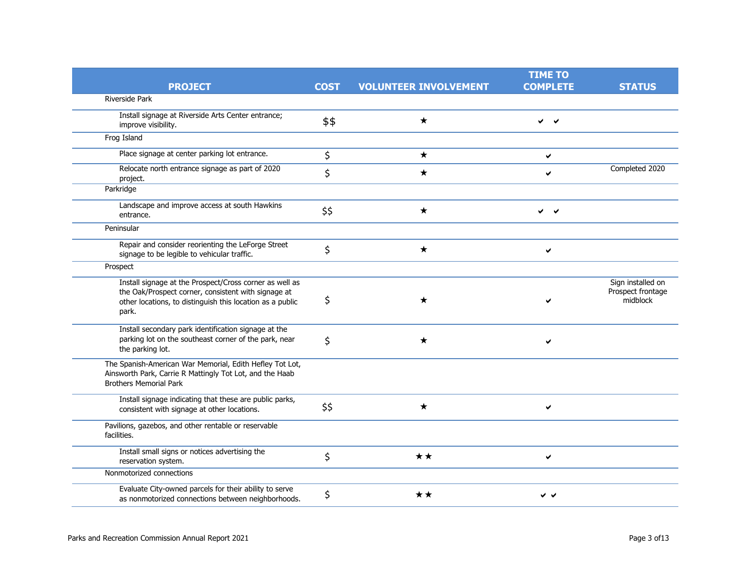| PROJECT | COST | VOLUNTEER INVOLVEMENT | TIME TO COMPLETE | STATUS |
|---|---|---|---|---|
| Riverside Park | | | | |
| Install signage at Riverside Arts Center entrance; improve visibility. | $$ | ★ | ✔ ✔ | |
| Frog Island | | | | |
| Place signage at center parking lot entrance. | $ | ★ | ✔ | |
| Relocate north entrance signage as part of 2020 project. | $ | ★ | ✔ | Completed 2020 |
| Parkridge | | | | |
| Landscape and improve access at south Hawkins entrance. | $$ | ★ | ✔ ✔ | |
| Peninsular | | | | |
| Repair and consider reorienting the LeForge Street signage to be legible to vehicular traffic. | $ | ★ | ✔ | |
| Prospect | | | | |
| Install signage at the Prospect/Cross corner as well as the Oak/Prospect corner, consistent with signage at other locations, to distinguish this location as a public park. | $ | ★ | ✔ | Sign installed on Prospect frontage midblock |
| Install secondary park identification signage at the parking lot on the southeast corner of the park, near the parking lot. | $ | ★ | ✔ | |
| The Spanish-American War Memorial, Edith Hefley Tot Lot, Ainsworth Park, Carrie R Mattingly Tot Lot, and the Haab Brothers Memorial Park | | | | |
| Install signage indicating that these are public parks, consistent with signage at other locations. | $$ | ★ | ✔ | |
| Pavilions, gazebos, and other rentable or reservable facilities. | | | | |
| Install small signs or notices advertising the reservation system. | $ | ★★ | ✔ | |
| Nonmotorized connections | | | | |
| Evaluate City-owned parcels for their ability to serve as nonmotorized connections between neighborhoods. | $ | ★★ | ✔✔ | |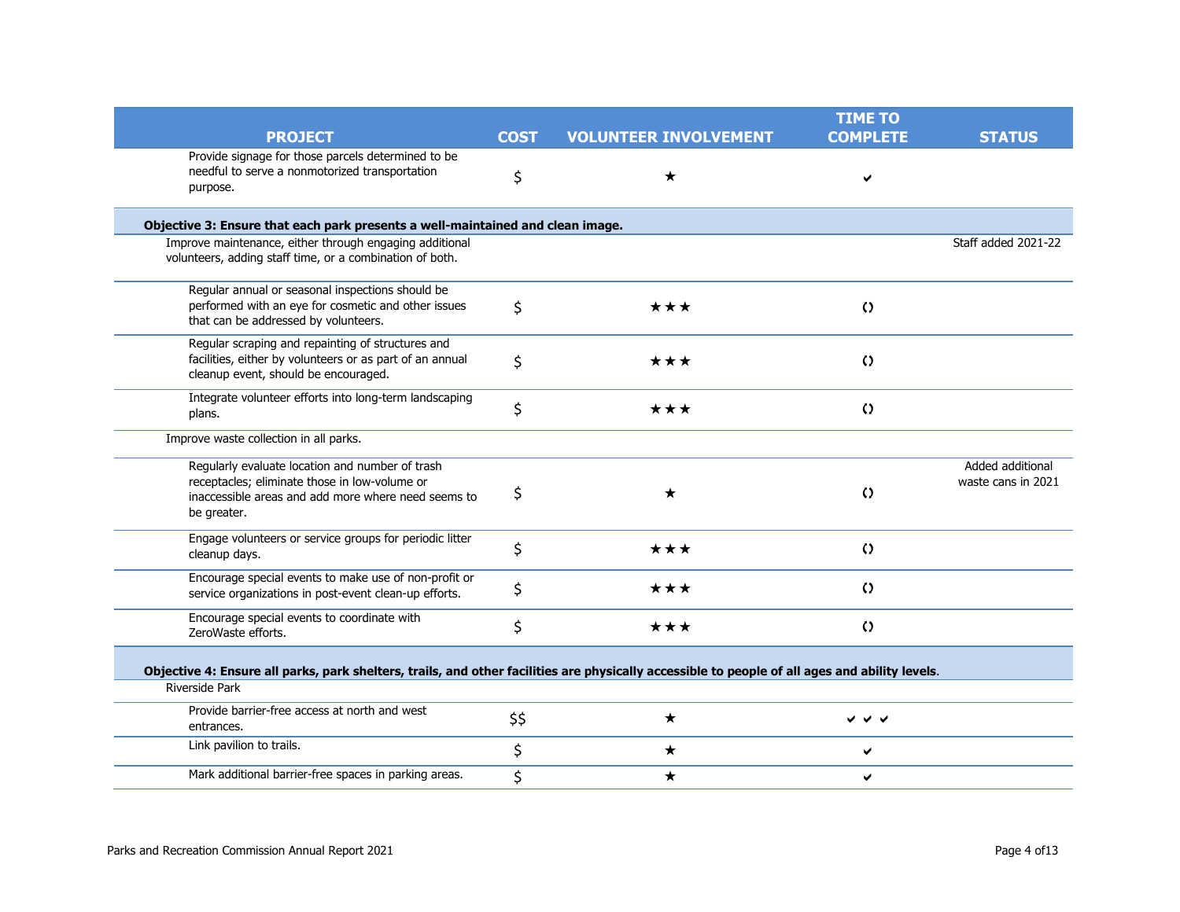| PROJECT | COST | VOLUNTEER INVOLVEMENT | TIME TO COMPLETE | STATUS |
|---|---|---|---|---|
| Provide signage for those parcels determined to be needful to serve a nonmotorized transportation purpose. | $ | ★ | ✔ | |
| **Objective 3: Ensure that each park presents a well-maintained and clean image.** | | | | |
| Improve maintenance, either through engaging additional volunteers, adding staff time, or a combination of both. | | | | Staff added 2021-22 |
| Regular annual or seasonal inspections should be performed with an eye for cosmetic and other issues that can be addressed by volunteers. | $ | ★★★ | ⟳ | |
| Regular scraping and repainting of structures and facilities, either by volunteers or as part of an annual cleanup event, should be encouraged. | $ | ★★★ | ⟳ | |
| Integrate volunteer efforts into long-term landscaping plans. | $ | ★★★ | ⟳ | |
| Improve waste collection in all parks. | | | | |
| Regularly evaluate location and number of trash receptacles; eliminate those in low-volume or inaccessible areas and add more where need seems to be greater. | $ | ★ | ⟳ | Added additional waste cans in 2021 |
| Engage volunteers or service groups for periodic litter cleanup days. | $ | ★★★ | ⟳ | |
| Encourage special events to make use of non-profit or service organizations in post-event clean-up efforts. | $ | ★★★ | ⟳ | |
| Encourage special events to coordinate with ZeroWaste efforts. | $ | ★★★ | ⟳ | |
| **Objective 4: Ensure all parks, park shelters, trails, and other facilities are physically accessible to people of all ages and ability levels.** | | | | |
| Riverside Park | | | | |
| Provide barrier-free access at north and west entrances. | $$ | ★ | ✔✔✔ | |
| Link pavilion to trails. | $ | ★ | ✔ | |
| Mark additional barrier-free spaces in parking areas. | $ | ★ | ✔ | |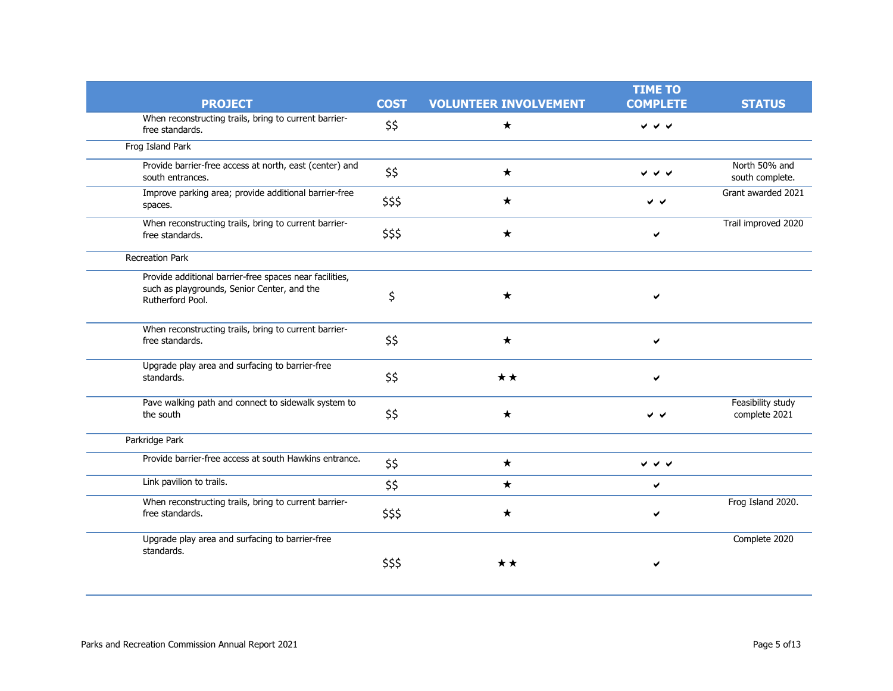| PROJECT | COST | VOLUNTEER INVOLVEMENT | TIME TO COMPLETE | STATUS |
|---|---|---|---|---|
| When reconstructing trails, bring to current barrier-free standards. | $$ | ★ | ✔ ✔ ✔ | |
| Frog Island Park | | | | |
| Provide barrier-free access at north, east (center) and south entrances. | $$ | ★ | ✔ ✔ ✔ | North 50% and south complete. |
| Improve parking area; provide additional barrier-free spaces. | $$$ | ★ | ✔ ✔ | Grant awarded 2021 |
| When reconstructing trails, bring to current barrier-free standards. | $$$ | ★ | ✔ | Trail improved 2020 |
| Recreation Park | | | | |
| Provide additional barrier-free spaces near facilities, such as playgrounds, Senior Center, and the Rutherford Pool. | $ | ★ | ✔ | |
| When reconstructing trails, bring to current barrier-free standards. | $$ | ★ | ✔ | |
| Upgrade play area and surfacing to barrier-free standards. | $$ | ★★ | ✔ | |
| Pave walking path and connect to sidewalk system to the south | $$ | ★ | ✔ ✔ | Feasibility study complete 2021 |
| Parkridge Park | | | | |
| Provide barrier-free access at south Hawkins entrance. | $$ | ★ | ✔ ✔ ✔ | |
| Link pavilion to trails. | $$ | ★ | ✔ | |
| When reconstructing trails, bring to current barrier-free standards. | $$$ | ★ | ✔ | Frog Island 2020. |
| Upgrade play area and surfacing to barrier-free standards. | $$$ | ★★ | ✔ | Complete 2020 |

Parks and Recreation Commission Annual Report 2021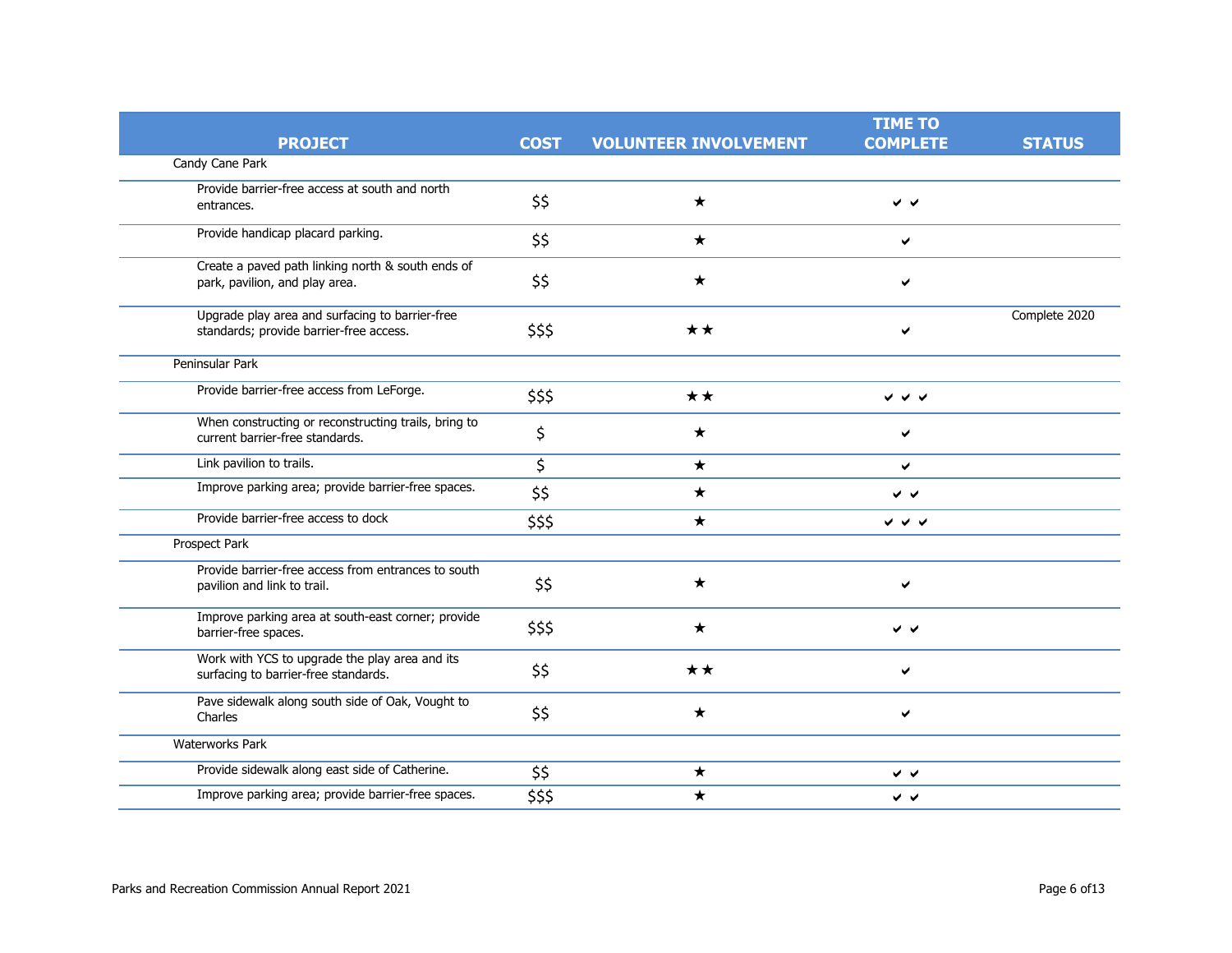| PROJECT | COST | VOLUNTEER INVOLVEMENT | TIME TO COMPLETE | STATUS |
|---|---|---|---|---|
| Candy Cane Park | | | | |
| Provide barrier-free access at south and north entrances. | $$ | ★ | ✔ ✔ | |
| Provide handicap placard parking. | $$ | ★ | ✔ | |
| Create a paved path linking north & south ends of park, pavilion, and play area. | $$ | ★ | ✔ | |
| Upgrade play area and surfacing to barrier-free standards; provide barrier-free access. | $$$ | ★★ | ✔ | Complete 2020 |
| Peninsular Park | | | | |
| Provide barrier-free access from LeForge. | $$$ | ★★ | ✔ ✔ ✔ | |
| When constructing or reconstructing trails, bring to current barrier-free standards. | $ | ★ | ✔ | |
| Link pavilion to trails. | $ | ★ | ✔ | |
| Improve parking area; provide barrier-free spaces. | $$ | ★ | ✔ ✔ | |
| Provide barrier-free access to dock | $$$ | ★ | ✔ ✔ ✔ | |
| Prospect Park | | | | |
| Provide barrier-free access from entrances to south pavilion and link to trail. | $$ | ★ | ✔ | |
| Improve parking area at south-east corner; provide barrier-free spaces. | $$$ | ★ | ✔ ✔ | |
| Work with YCS to upgrade the play area and its surfacing to barrier-free standards. | $$ | ★★ | ✔ | |
| Pave sidewalk along south side of Oak, Vought to Charles | $$ | ★ | ✔ | |
| Waterworks Park | | | | |
| Provide sidewalk along east side of Catherine. | $$ | ★ | ✔ ✔ | |
| Improve parking area; provide barrier-free spaces. | $$$ | ★ | ✔ ✔ | |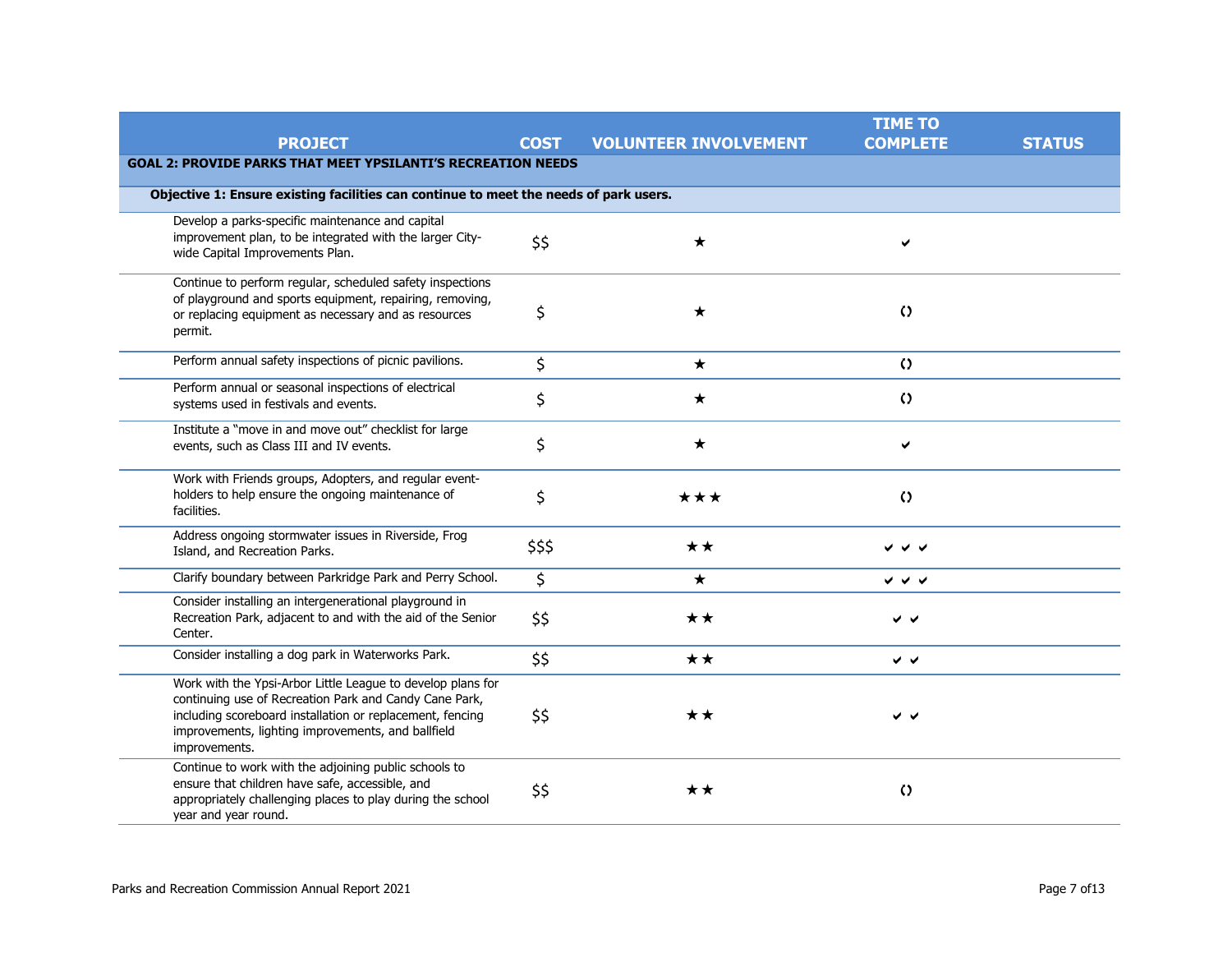| PROJECT | COST | VOLUNTEER INVOLVEMENT | TIME TO COMPLETE | STATUS |
|---|---|---|---|---|
| **GOAL 2: PROVIDE PARKS THAT MEET YPSILANTI'S RECREATION NEEDS** | | | | |
| **Objective 1: Ensure existing facilities can continue to meet the needs of park users.** | | | | |
| Develop a parks-specific maintenance and capital improvement plan, to be integrated with the larger City-wide Capital Improvements Plan. | $$ | ★ | ✔ | |
| Continue to perform regular, scheduled safety inspections of playground and sports equipment, repairing, removing, or replacing equipment as necessary and as resources permit. | $ | ★ | ⟲ | |
| Perform annual safety inspections of picnic pavilions. | $ | ★ | ⟲ | |
| Perform annual or seasonal inspections of electrical systems used in festivals and events. | $ | ★ | ⟲ | |
| Institute a "move in and move out" checklist for large events, such as Class III and IV events. | $ | ★ | ✔ | |
| Work with Friends groups, Adopters, and regular event-holders to help ensure the ongoing maintenance of facilities. | $ | ★★★ | ⟲ | |
| Address ongoing stormwater issues in Riverside, Frog Island, and Recreation Parks. | $$$ | ★★ | ✔✔✔ | |
| Clarify boundary between Parkridge Park and Perry School. | $ | ★ | ✔✔✔ | |
| Consider installing an intergenerational playground in Recreation Park, adjacent to and with the aid of the Senior Center. | $$ | ★★ | ✔✔ | |
| Consider installing a dog park in Waterworks Park. | $$ | ★★ | ✔✔ | |
| Work with the Ypsi-Arbor Little League to develop plans for continuing use of Recreation Park and Candy Cane Park, including scoreboard installation or replacement, fencing improvements, lighting improvements, and ballfield improvements. | $$ | ★★ | ✔✔ | |
| Continue to work with the adjoining public schools to ensure that children have safe, accessible, and appropriately challenging places to play during the school year and year round. | $$ | ★★ | ⟲ | |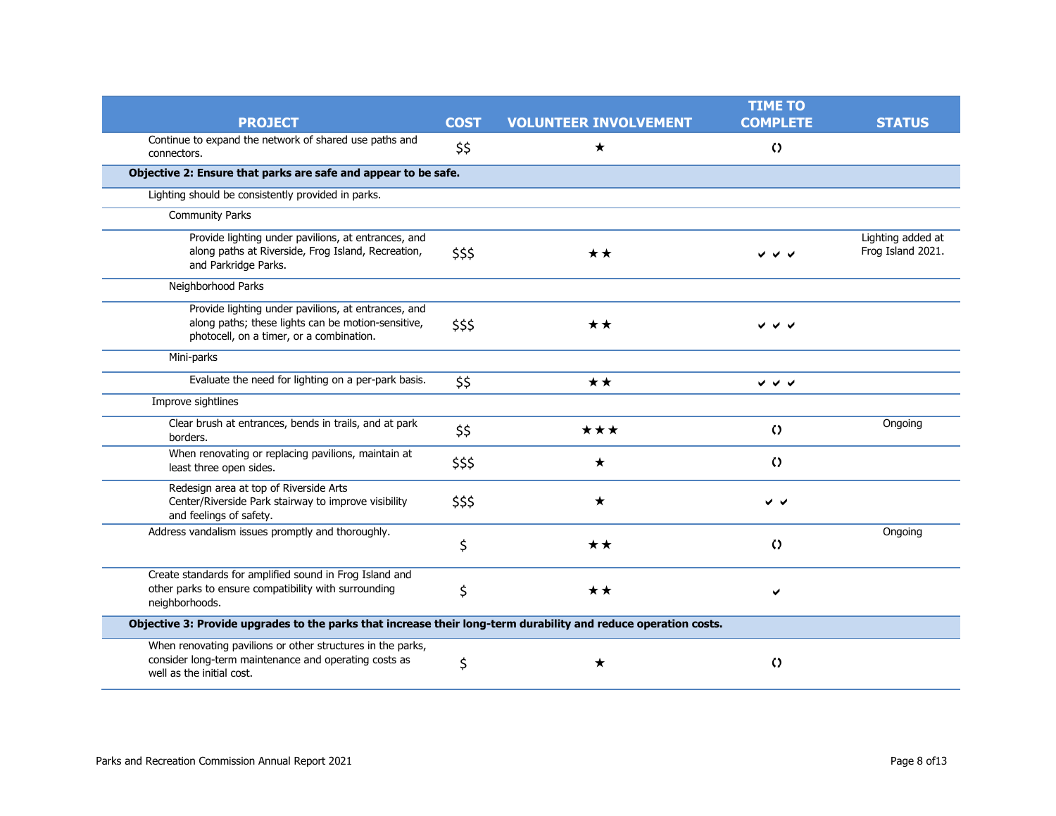| PROJECT | COST | VOLUNTEER INVOLVEMENT | TIME TO COMPLETE | STATUS |
|---|---|---|---|---|
| Continue to expand the network of shared use paths and connectors. | $$ | ★ | ⟲ | |
| **Objective 2: Ensure that parks are safe and appear to be safe.** | | | | |
| Lighting should be consistently provided in parks. | | | | |
| Community Parks | | | | |
| Provide lighting under pavilions, at entrances, and along paths at Riverside, Frog Island, Recreation, and Parkridge Parks. | $$$ | ★★ | ✔✔✔ | Lighting added at Frog Island 2021. |
| Neighborhood Parks | | | | |
| Provide lighting under pavilions, at entrances, and along paths; these lights can be motion-sensitive, photocell, on a timer, or a combination. | $$$ | ★★ | ✔✔✔ | |
| Mini-parks | | | | |
| Evaluate the need for lighting on a per-park basis. | $$ | ★★ | ✔✔✔ | |
| Improve sightlines | | | | |
| Clear brush at entrances, bends in trails, and at park borders. | $$ | ★★★ | ⟲ | Ongoing |
| When renovating or replacing pavilions, maintain at least three open sides. | $$$ | ★ | ⟲ | |
| Redesign area at top of Riverside Arts Center/Riverside Park stairway to improve visibility and feelings of safety. | $$$ | ★ | ✔✔ | |
| Address vandalism issues promptly and thoroughly. | $ | ★★ | ⟲ | Ongoing |
| Create standards for amplified sound in Frog Island and other parks to ensure compatibility with surrounding neighborhoods. | $ | ★★ | ✔ | |
| **Objective 3: Provide upgrades to the parks that increase their long-term durability and reduce operation costs.** | | | | |
| When renovating pavilions or other structures in the parks, consider long-term maintenance and operating costs as well as the initial cost. | $ | ★ | ⟲ | |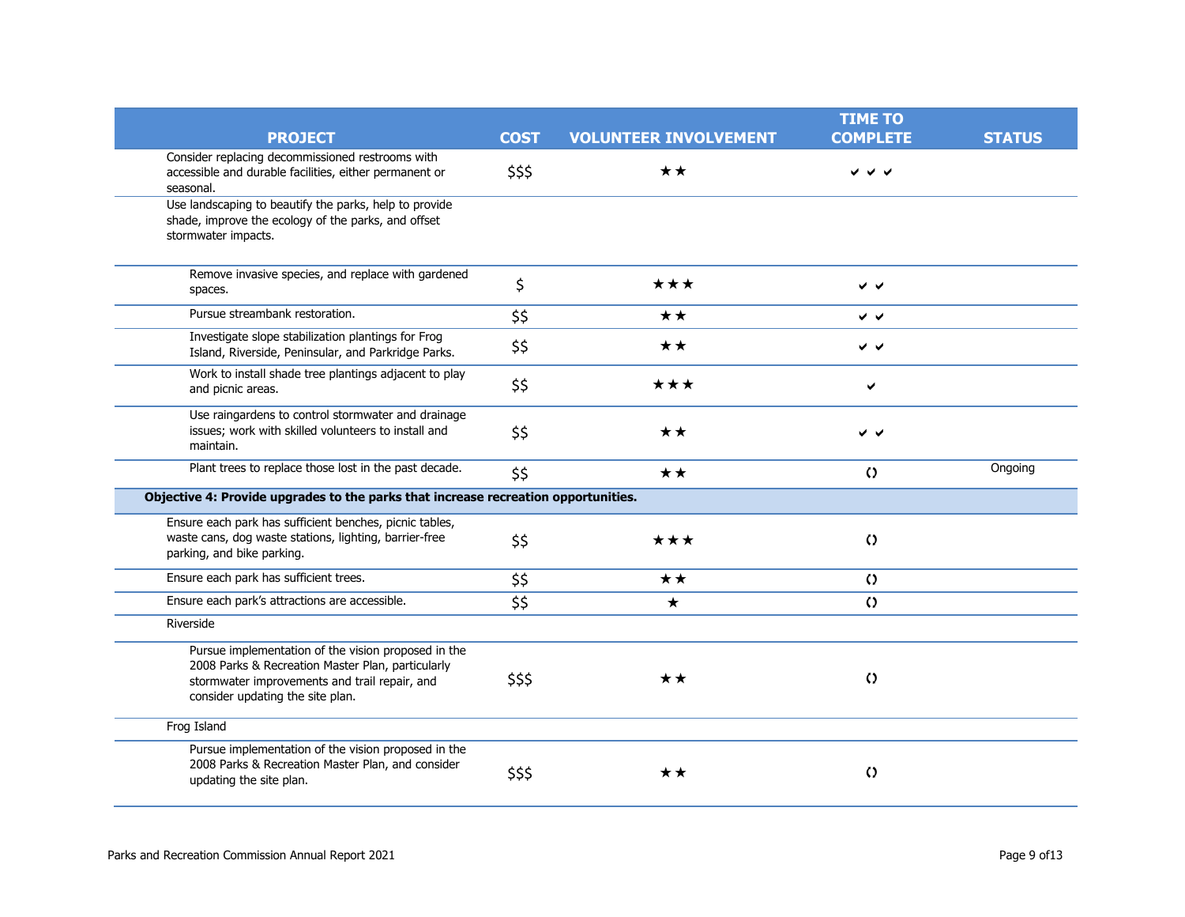| PROJECT | COST | VOLUNTEER INVOLVEMENT | TIME TO COMPLETE | STATUS |
|---|---|---|---|---|
| Consider replacing decommissioned restrooms with accessible and durable facilities, either permanent or seasonal. | $$$ | ★★ | ✔✔✔ | |
| Use landscaping to beautify the parks, help to provide shade, improve the ecology of the parks, and offset stormwater impacts. | | | | |
| Remove invasive species, and replace with gardened spaces. | $ | ★★★ | ✔✔ | |
| Pursue streambank restoration. | $$ | ★★ | ✔✔ | |
| Investigate slope stabilization plantings for Frog Island, Riverside, Peninsular, and Parkridge Parks. | $$ | ★★ | ✔✔ | |
| Work to install shade tree plantings adjacent to play and picnic areas. | $$ | ★★★ | ✔ | |
| Use raingardens to control stormwater and drainage issues; work with skilled volunteers to install and maintain. | $$ | ★★ | ✔✔ | |
| Plant trees to replace those lost in the past decade. | $$ | ★★ | ‹› | Ongoing |
| **Objective 4: Provide upgrades to the parks that increase recreation opportunities.** | | | | |
| Ensure each park has sufficient benches, picnic tables, waste cans, dog waste stations, lighting, barrier-free parking, and bike parking. | $$ | ★★★ | ‹› | |
| Ensure each park has sufficient trees. | $$ | ★★ | ‹› | |
| Ensure each park's attractions are accessible. | $$ | ★ | ‹› | |
| Riverside | | | | |
| Pursue implementation of the vision proposed in the 2008 Parks & Recreation Master Plan, particularly stormwater improvements and trail repair, and consider updating the site plan. | $$$ | ★★ | ‹› | |
| Frog Island | | | | |
| Pursue implementation of the vision proposed in the 2008 Parks & Recreation Master Plan, and consider updating the site plan. | $$$ | ★★ | ‹› | |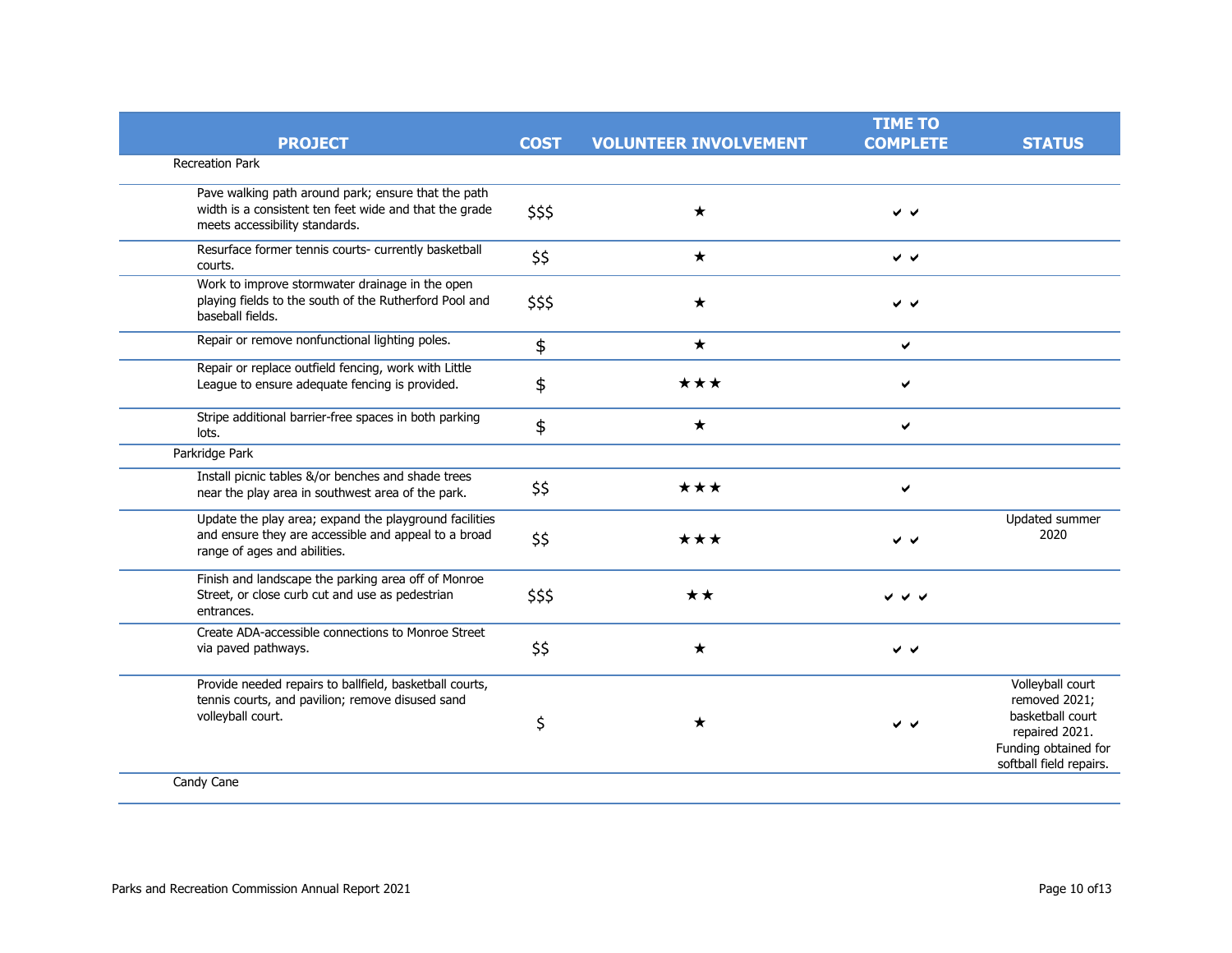| PROJECT | COST | VOLUNTEER INVOLVEMENT | TIME TO COMPLETE | STATUS |
|---|---|---|---|---|
| Recreation Park | | | | |
| Pave walking path around park; ensure that the path width is a consistent ten feet wide and that the grade meets accessibility standards. | $$$ | ★ | ✔ ✔ | |
| Resurface former tennis courts- currently basketball courts. | $$ | ★ | ✔ ✔ | |
| Work to improve stormwater drainage in the open playing fields to the south of the Rutherford Pool and baseball fields. | $$$ | ★ | ✔ ✔ | |
| Repair or remove nonfunctional lighting poles. | $ | ★ | ✔ | |
| Repair or replace outfield fencing, work with Little League to ensure adequate fencing is provided. | $ | ★★★ | ✔ | |
| Stripe additional barrier-free spaces in both parking lots. | $ | ★ | ✔ | |
| Parkridge Park | | | | |
| Install picnic tables &/or benches and shade trees near the play area in southwest area of the park. | $$ | ★★★ | ✔ | |
| Update the play area; expand the playground facilities and ensure they are accessible and appeal to a broad range of ages and abilities. | $$ | ★★★ | ✔ ✔ | Updated summer 2020 |
| Finish and landscape the parking area off of Monroe Street, or close curb cut and use as pedestrian entrances. | $$$ | ★★ | ✔ ✔ ✔ | |
| Create ADA-accessible connections to Monroe Street via paved pathways. | $$ | ★ | ✔ ✔ | |
| Provide needed repairs to ballfield, basketball courts, tennis courts, and pavilion; remove disused sand volleyball court. | $ | ★ | ✔ ✔ | Volleyball court removed 2021; basketball court repaired 2021. Funding obtained for softball field repairs. |
| Candy Cane | | | | |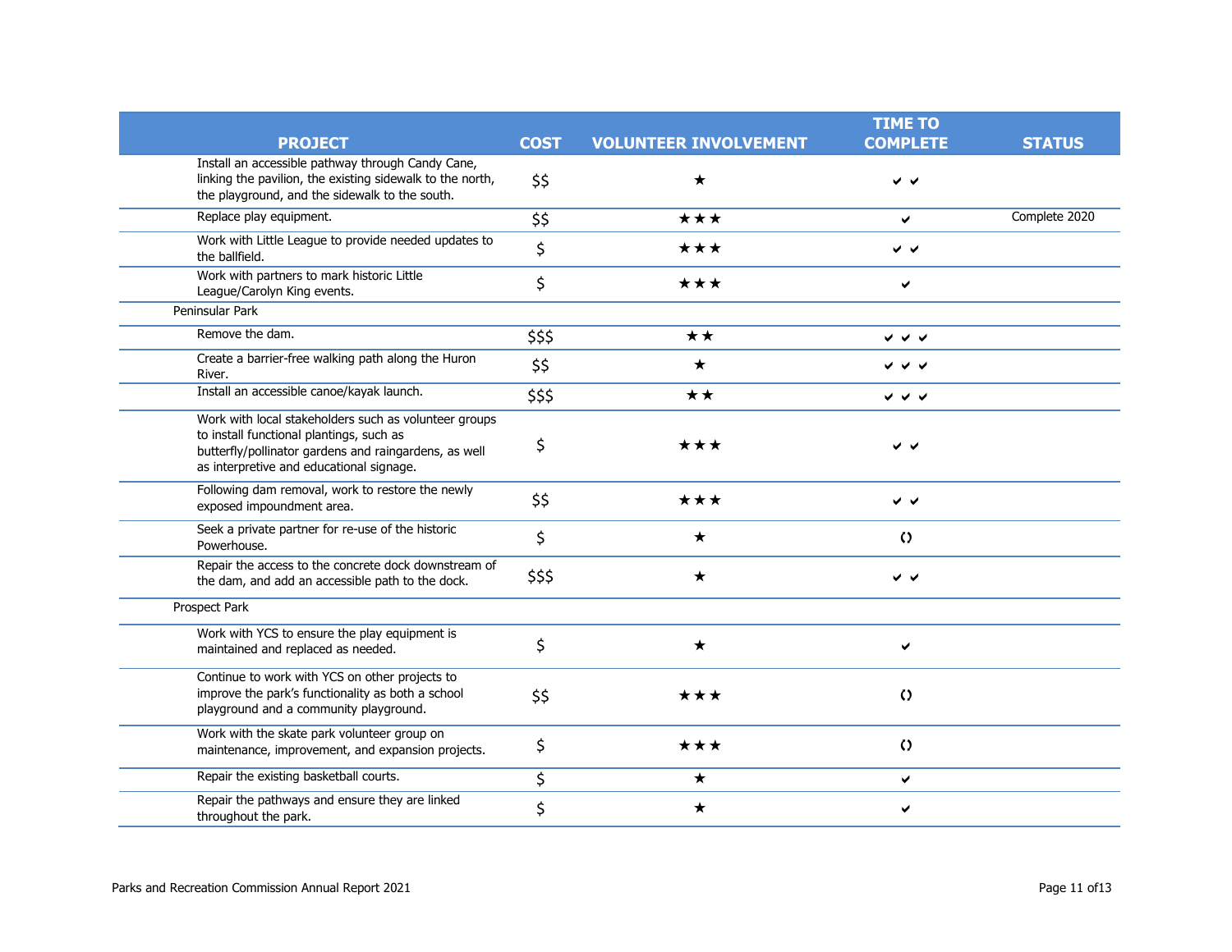| PROJECT | COST | VOLUNTEER INVOLVEMENT | TIME TO COMPLETE | STATUS |
|---|---|---|---|---|
| Install an accessible pathway through Candy Cane, linking the pavilion, the existing sidewalk to the north, the playground, and the sidewalk to the south. | $$ | ★ | ✔ ✔ | |
| Replace play equipment. | $$ | ★ ★ ★ | ✔ | Complete 2020 |
| Work with Little League to provide needed updates to the ballfield. | $ | ★ ★ ★ | ✔ ✔ | |
| Work with partners to mark historic Little League/Carolyn King events. | $ | ★ ★ ★ | ✔ | |
| Peninsular Park | | | | |
| Remove the dam. | $$$ | ★ ★ | ✔ ✔ ✔ | |
| Create a barrier-free walking path along the Huron River. | $$ | ★ | ✔ ✔ ✔ | |
| Install an accessible canoe/kayak launch. | $$$ | ★ ★ | ✔ ✔ ✔ | |
| Work with local stakeholders such as volunteer groups to install functional plantings, such as butterfly/pollinator gardens and raingardens, as well as interpretive and educational signage. | $ | ★ ★ ★ | ✔ ✔ | |
| Following dam removal, work to restore the newly exposed impoundment area. | $$ | ★ ★ ★ | ✔ ✔ | |
| Seek a private partner for re-use of the historic Powerhouse. | $ | ★ | ◌ | |
| Repair the access to the concrete dock downstream of the dam, and add an accessible path to the dock. | $$$ | ★ | ✔ ✔ | |
| Prospect Park | | | | |
| Work with YCS to ensure the play equipment is maintained and replaced as needed. | $ | ★ | ✔ | |
| Continue to work with YCS on other projects to improve the park's functionality as both a school playground and a community playground. | $$ | ★ ★ ★ | ◌ | |
| Work with the skate park volunteer group on maintenance, improvement, and expansion projects. | $ | ★ ★ ★ | ◌ | |
| Repair the existing basketball courts. | $ | ★ | ✔ | |
| Repair the pathways and ensure they are linked throughout the park. | $ | ★ | ✔ | |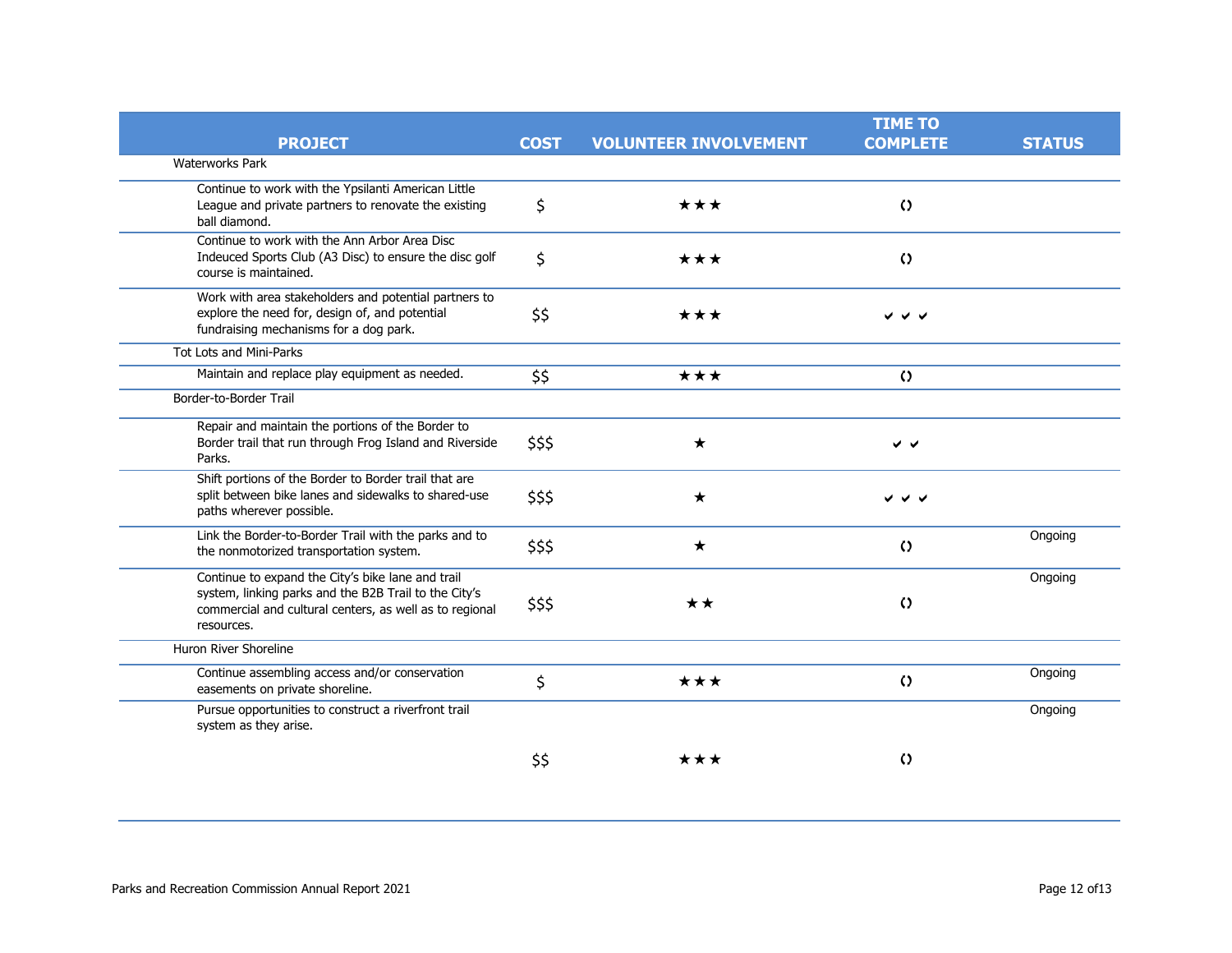| PROJECT | COST | VOLUNTEER INVOLVEMENT | TIME TO COMPLETE | STATUS |
|---|---|---|---|---|
| Waterworks Park | | | | |
| Continue to work with the Ypsilanti American Little League and private partners to renovate the existing ball diamond. | $ | ★★★ | ↻ | |
| Continue to work with the Ann Arbor Area Disc Indeuced Sports Club (A3 Disc) to ensure the disc golf course is maintained. | $ | ★★★ | ↻ | |
| Work with area stakeholders and potential partners to explore the need for, design of, and potential fundraising mechanisms for a dog park. | $$ | ★★★ | ✔✔✔ | |
| Tot Lots and Mini-Parks | | | | |
| Maintain and replace play equipment as needed. | $$ | ★★★ | ↻ | |
| Border-to-Border Trail | | | | |
| Repair and maintain the portions of the Border to Border trail that run through Frog Island and Riverside Parks. | $$$ | ★ | ✔✔ | |
| Shift portions of the Border to Border trail that are split between bike lanes and sidewalks to shared-use paths wherever possible. | $$$ | ★ | ✔✔✔ | |
| Link the Border-to-Border Trail with the parks and to the nonmotorized transportation system. | $$$ | ★ | ↻ | Ongoing |
| Continue to expand the City's bike lane and trail system, linking parks and the B2B Trail to the City's commercial and cultural centers, as well as to regional resources. | $$$ | ★★ | ↻ | Ongoing |
| Huron River Shoreline | | | | |
| Continue assembling access and/or conservation easements on private shoreline. | $ | ★★★ | ↻ | Ongoing |
| Pursue opportunities to construct a riverfront trail system as they arise. | $$ | ★★★ | ↻ | Ongoing |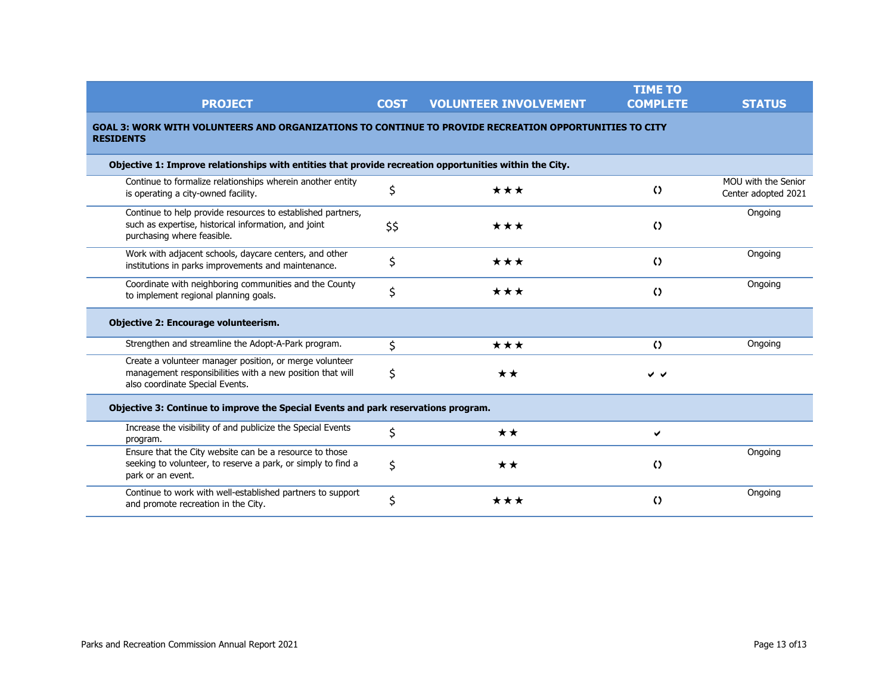| PROJECT | COST | VOLUNTEER INVOLVEMENT | TIME TO COMPLETE | STATUS |
|---|---|---|---|---|
| **GOAL 3: WORK WITH VOLUNTEERS AND ORGANIZATIONS TO CONTINUE TO PROVIDE RECREATION OPPORTUNITIES TO CITY RESIDENTS** | | | | |
| **Objective 1: Improve relationships with entities that provide recreation opportunities within the City.** | | | | |
| Continue to formalize relationships wherein another entity is operating a city-owned facility. | $ | ★★★ | ⟲ | MOU with the Senior Center adopted 2021 |
| Continue to help provide resources to established partners, such as expertise, historical information, and joint purchasing where feasible. | $$ | ★★★ | ⟲ | Ongoing |
| Work with adjacent schools, daycare centers, and other institutions in parks improvements and maintenance. | $ | ★★★ | ⟲ | Ongoing |
| Coordinate with neighboring communities and the County to implement regional planning goals. | $ | ★★★ | ⟲ | Ongoing |
| **Objective 2: Encourage volunteerism.** | | | | |
| Strengthen and streamline the Adopt-A-Park program. | $ | ★★★ | ⟲ | Ongoing |
| Create a volunteer manager position, or merge volunteer management responsibilities with a new position that will also coordinate Special Events. | $ | ★★ | ✔✔ | |
| **Objective 3: Continue to improve the Special Events and park reservations program.** | | | | |
| Increase the visibility of and publicize the Special Events program. | $ | ★★ | ✔ | |
| Ensure that the City website can be a resource to those seeking to volunteer, to reserve a park, or simply to find a park or an event. | $ | ★★ | ⟲ | Ongoing |
| Continue to work with well-established partners to support and promote recreation in the City. | $ | ★★★ | ⟲ | Ongoing |